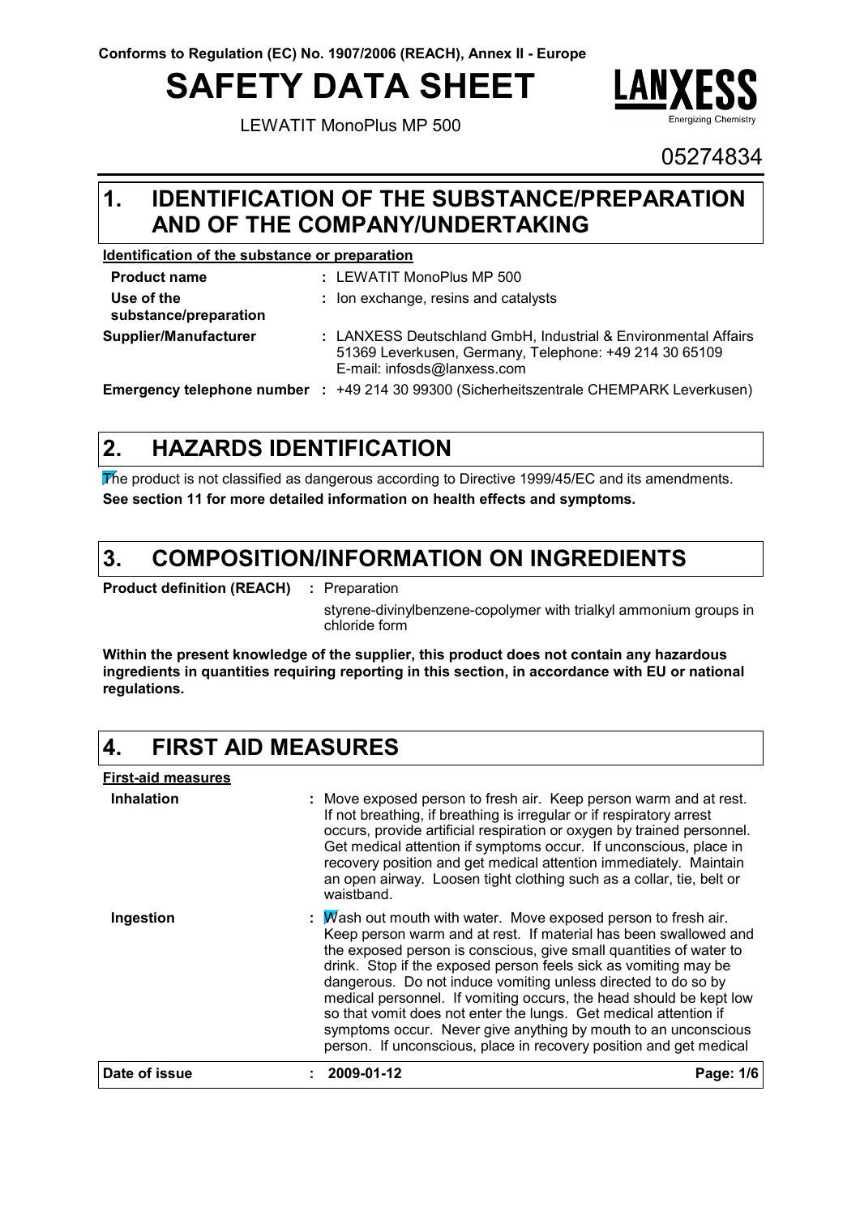Conforms to Regulation (EC) No. 1907/2006 (REACH), Annex II - Europe

# SAFETY DATA SHEET

LEWATIT MonoPlus MP 500

05274834

## 1. IDENTIFICATION OF THE SUBSTANCE/PREPARATION AND OF THE COMPANY/UNDERTAKING

**Identification of the substance or preparation**

| | |
|---|---|
| **Product name** | : LEWATIT MonoPlus MP 500 |
| **Use of the substance/preparation** | : Ion exchange, resins and catalysts |
| **Supplier/Manufacturer** | : LANXESS Deutschland GmbH, Industrial & Environmental Affairs 51369 Leverkusen, Germany, Telephone: +49 214 30 65109 E-mail: infosds@lanxess.com |
| **Emergency telephone number** | : +49 214 30 99300 (Sicherheitszentrale CHEMPARK Leverkusen) |

## 2. HAZARDS IDENTIFICATION

The product is not classified as dangerous according to Directive 1999/45/EC and its amendments.

**See section 11 for more detailed information on health effects and symptoms.**

## 3. COMPOSITION/INFORMATION ON INGREDIENTS

**Product definition (REACH)** : Preparation

styrene-divinylbenzene-copolymer with trialkyl ammonium groups in chloride form

**Within the present knowledge of the supplier, this product does not contain any hazardous ingredients in quantities requiring reporting in this section, in accordance with EU or national regulations.**

## 4. FIRST AID MEASURES

**First-aid measures**

| | |
|---|---|
| **Inhalation** | : Move exposed person to fresh air. Keep person warm and at rest. If not breathing, if breathing is irregular or if respiratory arrest occurs, provide artificial respiration or oxygen by trained personnel. Get medical attention if symptoms occur. If unconscious, place in recovery position and get medical attention immediately. Maintain an open airway. Loosen tight clothing such as a collar, tie, belt or waistband. |
| **Ingestion** | : Wash out mouth with water. Move exposed person to fresh air. Keep person warm and at rest. If material has been swallowed and the exposed person is conscious, give small quantities of water to drink. Stop if the exposed person feels sick as vomiting may be dangerous. Do not induce vomiting unless directed to do so by medical personnel. If vomiting occurs, the head should be kept low so that vomit does not enter the lungs. Get medical attention if symptoms occur. Never give anything by mouth to an unconscious person. If unconscious, place in recovery position and get medical |

**Date of issue** : **2009-01-12**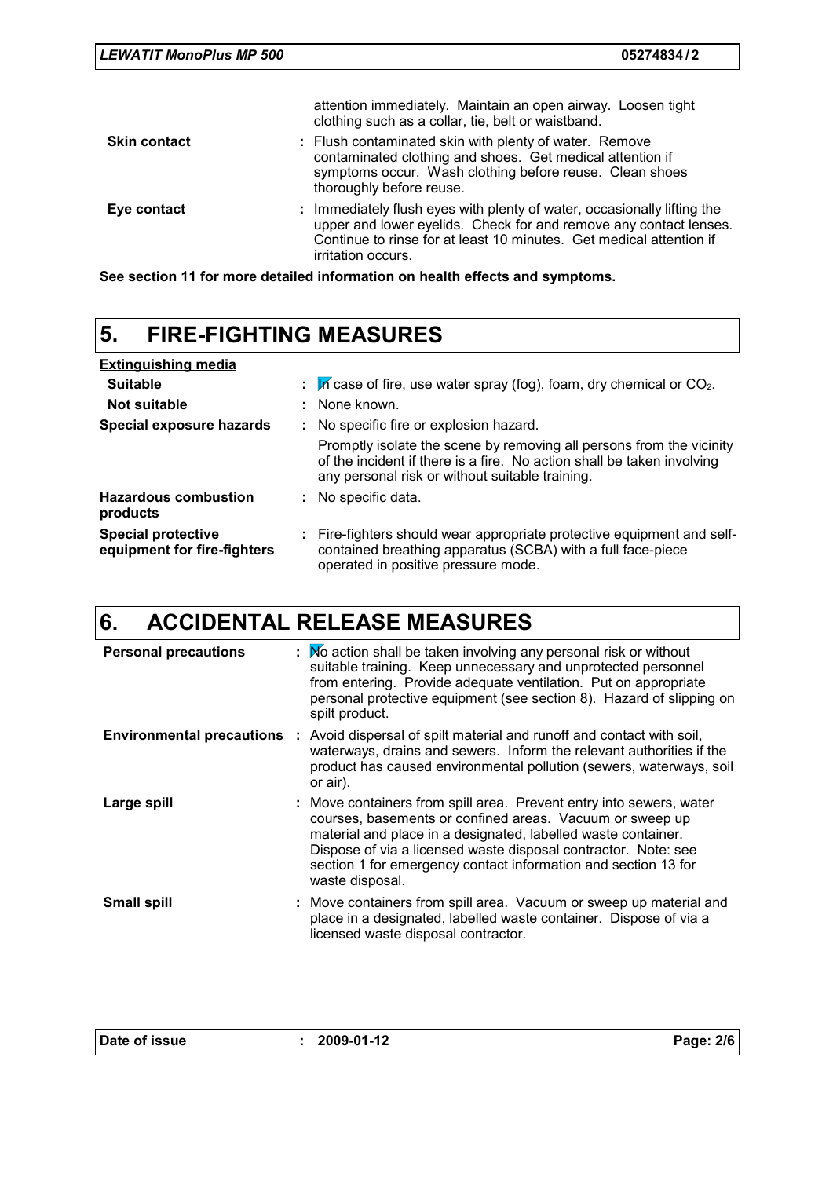attention immediately. Maintain an open airway. Loosen tight clothing such as a collar, tie, belt or waistband.

| | |
|---|---|
| **Skin contact** | : Flush contaminated skin with plenty of water. Remove contaminated clothing and shoes. Get medical attention if symptoms occur. Wash clothing before reuse. Clean shoes thoroughly before reuse. |
| **Eye contact** | : Immediately flush eyes with plenty of water, occasionally lifting the upper and lower eyelids. Check for and remove any contact lenses. Continue to rinse for at least 10 minutes. Get medical attention if irritation occurs. |

**See section 11 for more detailed information on health effects and symptoms.**

## 5. FIRE-FIGHTING MEASURES

**Extinguishing media**

| | |
|---|---|
| **Suitable** | : In case of fire, use water spray (fog), foam, dry chemical or $CO_2$. |
| **Not suitable** | : None known. |
| **Special exposure hazards** | : No specific fire or explosion hazard. Promptly isolate the scene by removing all persons from the vicinity of the incident if there is a fire. No action shall be taken involving any personal risk or without suitable training. |
| **Hazardous combustion products** | : No specific data. |
| **Special protective equipment for fire-fighters** | : Fire-fighters should wear appropriate protective equipment and self-contained breathing apparatus (SCBA) with a full face-piece operated in positive pressure mode. |

## 6. ACCIDENTAL RELEASE MEASURES

| | |
|---|---|
| **Personal precautions** | : No action shall be taken involving any personal risk or without suitable training. Keep unnecessary and unprotected personnel from entering. Provide adequate ventilation. Put on appropriate personal protective equipment (see section 8). Hazard of slipping on spilt product. |
| **Environmental precautions** | : Avoid dispersal of spilt material and runoff and contact with soil, waterways, drains and sewers. Inform the relevant authorities if the product has caused environmental pollution (sewers, waterways, soil or air). |
| **Large spill** | : Move containers from spill area. Prevent entry into sewers, water courses, basements or confined areas. Vacuum or sweep up material and place in a designated, labelled waste container. Dispose of via a licensed waste disposal contractor. Note: see section 1 for emergency contact information and section 13 for waste disposal. |
| **Small spill** | : Move containers from spill area. Vacuum or sweep up material and place in a designated, labelled waste container. Dispose of via a licensed waste disposal contractor. |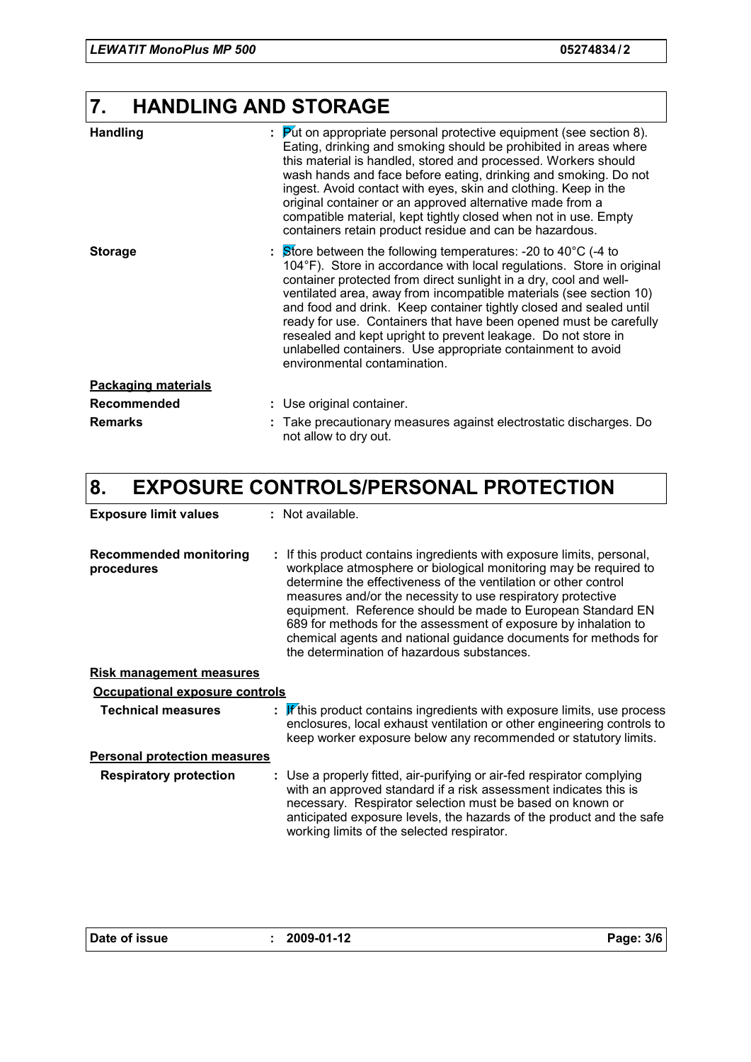## 7. HANDLING AND STORAGE

**Handling** : Put on appropriate personal protective equipment (see section 8). Eating, drinking and smoking should be prohibited in areas where this material is handled, stored and processed. Workers should wash hands and face before eating, drinking and smoking. Do not ingest. Avoid contact with eyes, skin and clothing. Keep in the original container or an approved alternative made from a compatible material, kept tightly closed when not in use. Empty containers retain product residue and can be hazardous.

**Storage** : Store between the following temperatures: -20 to 40°C (-4 to 104°F). Store in accordance with local regulations. Store in original container protected from direct sunlight in a dry, cool and well-ventilated area, away from incompatible materials (see section 10) and food and drink. Keep container tightly closed and sealed until ready for use. Containers that have been opened must be carefully resealed and kept upright to prevent leakage. Do not store in unlabelled containers. Use appropriate containment to avoid environmental contamination.

**Packaging materials**

**Recommended** : Use original container.

**Remarks** : Take precautionary measures against electrostatic discharges. Do not allow to dry out.

## 8. EXPOSURE CONTROLS/PERSONAL PROTECTION

**Exposure limit values** : Not available.

**Recommended monitoring procedures** : If this product contains ingredients with exposure limits, personal, workplace atmosphere or biological monitoring may be required to determine the effectiveness of the ventilation or other control measures and/or the necessity to use respiratory protective equipment. Reference should be made to European Standard EN 689 for methods for the assessment of exposure by inhalation to chemical agents and national guidance documents for methods for the determination of hazardous substances.

**Risk management measures**

**Occupational exposure controls**

**Technical measures** : If this product contains ingredients with exposure limits, use process enclosures, local exhaust ventilation or other engineering controls to keep worker exposure below any recommended or statutory limits.

**Personal protection measures**

**Respiratory protection** : Use a properly fitted, air-purifying or air-fed respirator complying with an approved standard if a risk assessment indicates this is necessary. Respirator selection must be based on known or anticipated exposure levels, the hazards of the product and the safe working limits of the selected respirator.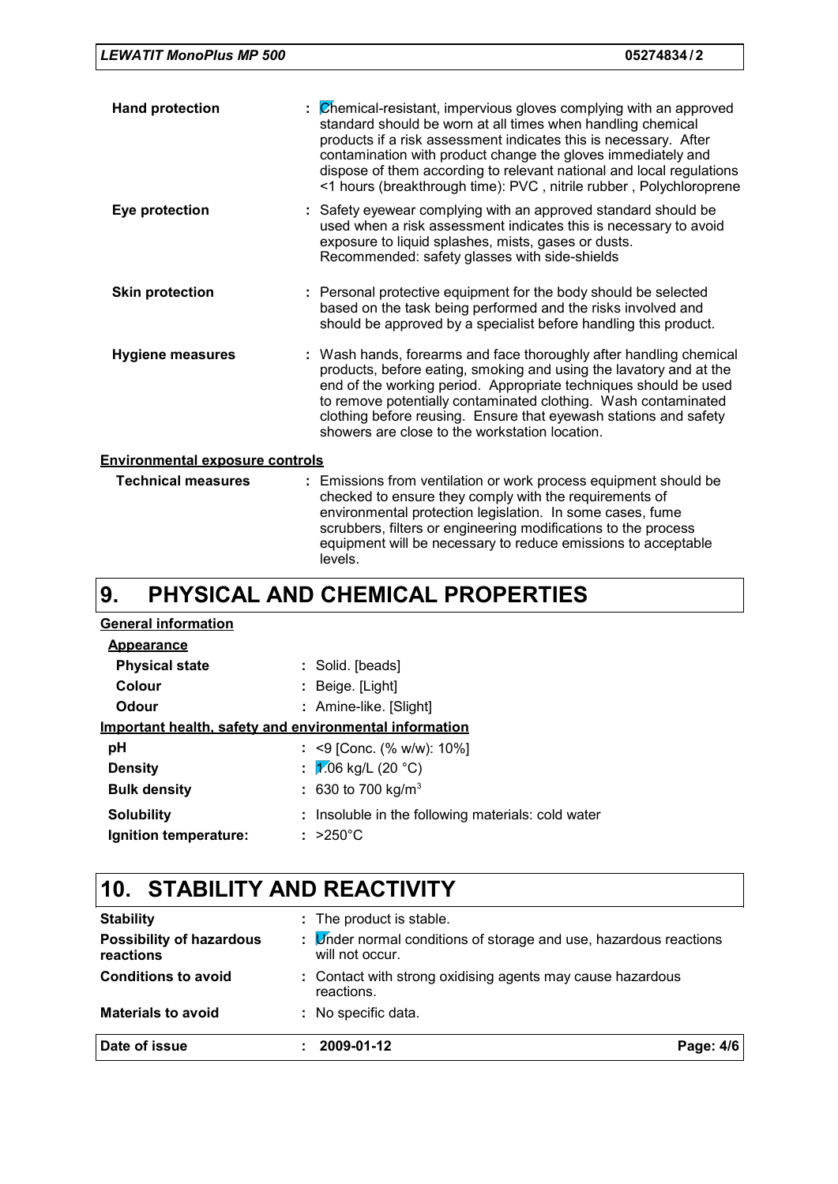| | | |
|---|---|---|
| **Hand protection** | : | Chemical-resistant, impervious gloves complying with an approved standard should be worn at all times when handling chemical products if a risk assessment indicates this is necessary. After contamination with product change the gloves immediately and dispose of them according to relevant national and local regulations <1 hours (breakthrough time): PVC , nitrile rubber , Polychloroprene |
| **Eye protection** | : | Safety eyewear complying with an approved standard should be used when a risk assessment indicates this is necessary to avoid exposure to liquid splashes, mists, gases or dusts. Recommended: safety glasses with side-shields |
| **Skin protection** | : | Personal protective equipment for the body should be selected based on the task being performed and the risks involved and should be approved by a specialist before handling this product. |
| **Hygiene measures** | : | Wash hands, forearms and face thoroughly after handling chemical products, before eating, smoking and using the lavatory and at the end of the working period. Appropriate techniques should be used to remove potentially contaminated clothing. Wash contaminated clothing before reusing. Ensure that eyewash stations and safety showers are close to the workstation location. |

**Environmental exposure controls**

| | | |
|---|---|---|
| **Technical measures** | : | Emissions from ventilation or work process equipment should be checked to ensure they comply with the requirements of environmental protection legislation. In some cases, fume scrubbers, filters or engineering modifications to the process equipment will be necessary to reduce emissions to acceptable levels. |

# 9. PHYSICAL AND CHEMICAL PROPERTIES

**General information**

**Appearance**

| | | |
|---|---|---|
| **Physical state** | : | Solid. [beads] |
| **Colour** | : | Beige. [Light] |
| **Odour** | : | Amine-like. [Slight] |

**Important health, safety and environmental information**

| | | |
|---|---|---|
| **pH** | : | <9 [Conc. (% w/w): 10%] |
| **Density** | : | 1.06 kg/L (20 °C) |
| **Bulk density** | : | 630 to 700 kg/m$^3$ |
| **Solubility** | : | Insoluble in the following materials: cold water |
| **Ignition temperature:** | : | >250°C |

# 10. STABILITY AND REACTIVITY

| | | |
|---|---|---|
| **Stability** | : | The product is stable. |
| **Possibility of hazardous reactions** | : | Under normal conditions of storage and use, hazardous reactions will not occur. |
| **Conditions to avoid** | : | Contact with strong oxidising agents may cause hazardous reactions. |
| **Materials to avoid** | : | No specific data. |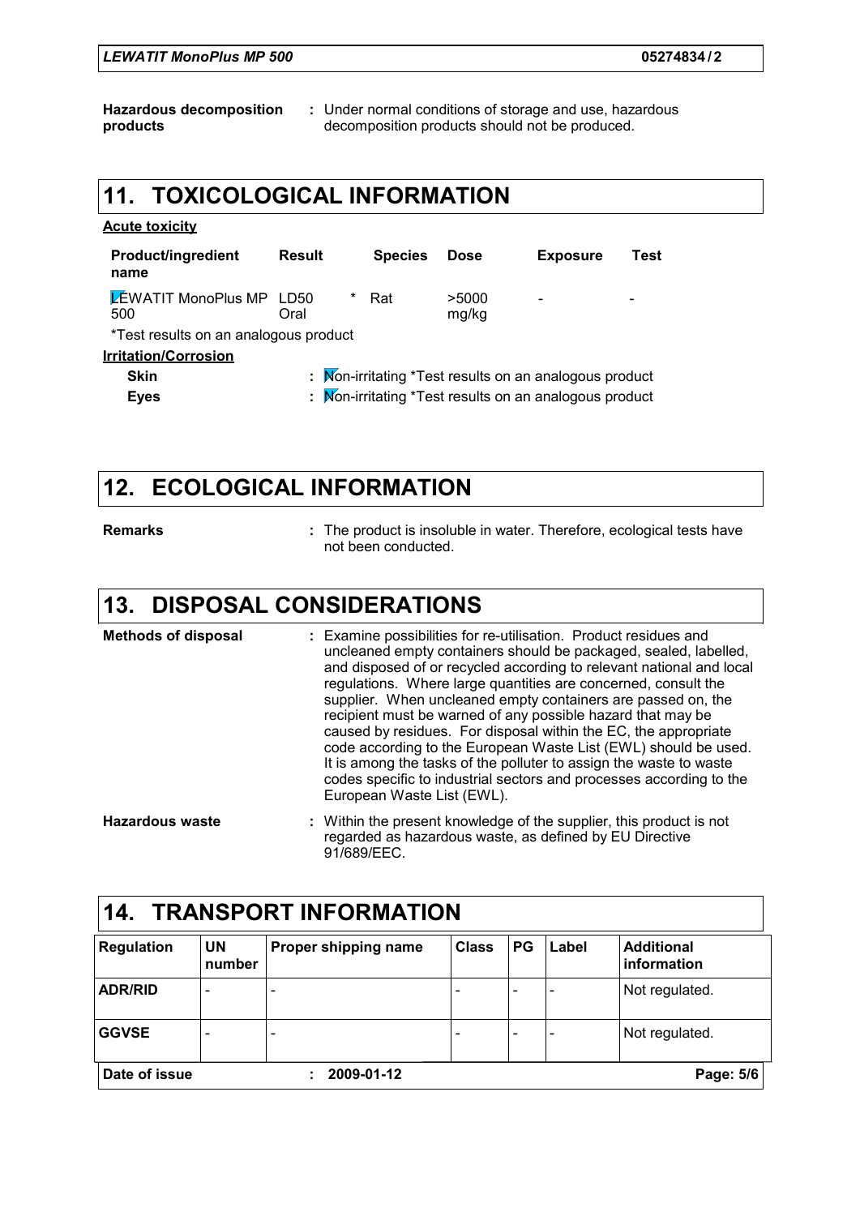**Hazardous decomposition products** : Under normal conditions of storage and use, hazardous decomposition products should not be produced.

# 11. TOXICOLOGICAL INFORMATION

**Acute toxicity**

| Product/ingredient name | Result | | Species | Dose | Exposure | Test |
|---|---|---|---|---|---|---|
| LEWATIT MonoPlus MP 500 | LD50 Oral | * | Rat | >5000 mg/kg | - | - |

*Test results on an analogous product

**Irritation/Corrosion**

**Skin** : Non-irritating *Test results on an analogous product

**Eyes** : Non-irritating *Test results on an analogous product

# 12. ECOLOGICAL INFORMATION

**Remarks** : The product is insoluble in water. Therefore, ecological tests have not been conducted.

# 13. DISPOSAL CONSIDERATIONS

**Methods of disposal** : Examine possibilities for re-utilisation. Product residues and uncleaned empty containers should be packaged, sealed, labelled, and disposed of or recycled according to relevant national and local regulations. Where large quantities are concerned, consult the supplier. When uncleaned empty containers are passed on, the recipient must be warned of any possible hazard that may be caused by residues. For disposal within the EC, the appropriate code according to the European Waste List (EWL) should be used. It is among the tasks of the polluter to assign the waste to waste codes specific to industrial sectors and processes according to the European Waste List (EWL).

**Hazardous waste** : Within the present knowledge of the supplier, this product is not regarded as hazardous waste, as defined by EU Directive 91/689/EEC.

# 14. TRANSPORT INFORMATION

| Regulation | UN number | Proper shipping name | Class | PG | Label | Additional information |
|---|---|---|---|---|---|---|
| ADR/RID | - | - | - | - | - | Not regulated. |
| GGVSE | - | - | - | - | - | Not regulated. |

**Date of issue** : 2009-01-12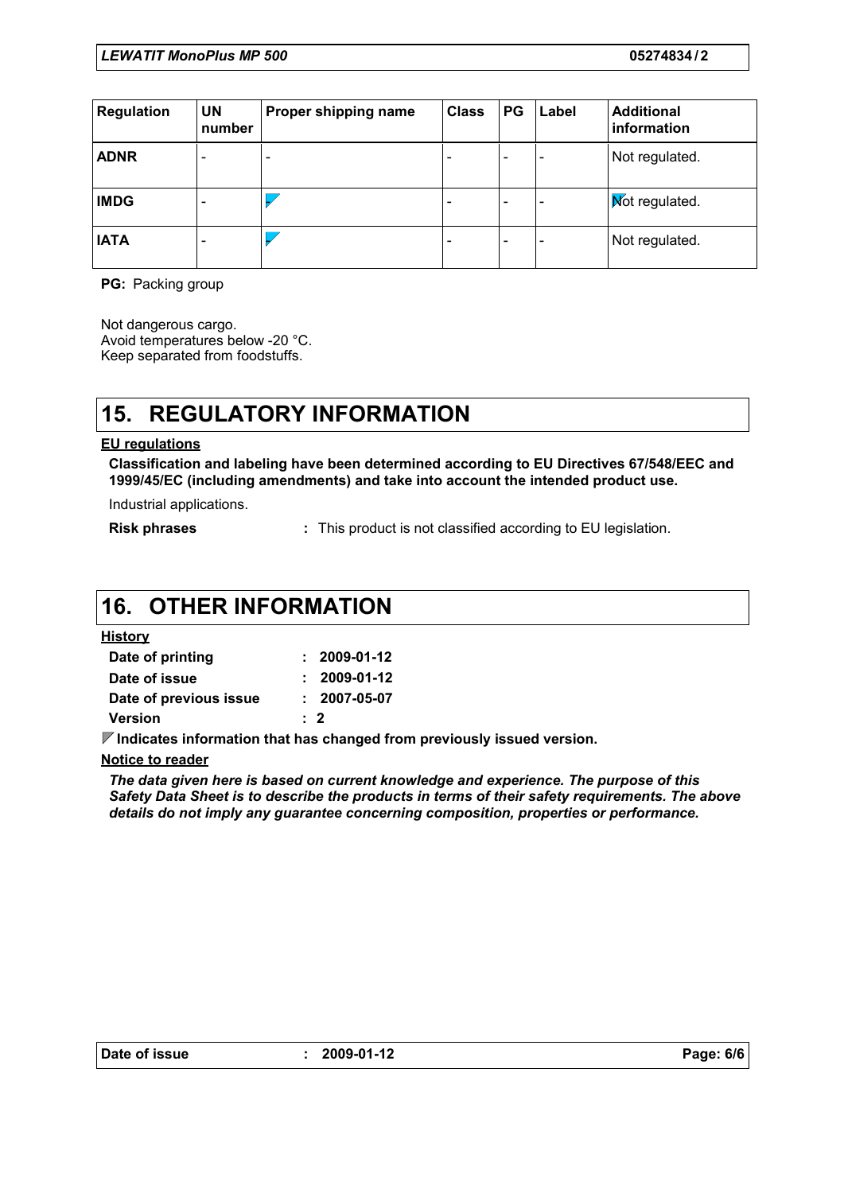| Regulation | UN number | Proper shipping name | Class | PG | Label | Additional information |
|---|---|---|---|---|---|---|
| **ADNR** | - | - | - | - | - | Not regulated. |
| **IMDG** | - | | - | - | - | Not regulated. |
| **IATA** | - | | - | - | - | Not regulated. |

**PG:** Packing group

Not dangerous cargo.
Avoid temperatures below -20 °C.
Keep separated from foodstuffs.

# 15. REGULATORY INFORMATION

**EU regulations**

**Classification and labeling have been determined according to EU Directives 67/548/EEC and 1999/45/EC (including amendments) and take into account the intended product use.**

Industrial applications.

**Risk phrases** **:** This product is not classified according to EU legislation.

# 16. OTHER INFORMATION

**History**

**Date of printing** : **2009-01-12**
**Date of issue** : **2009-01-12**
**Date of previous issue** : **2007-05-07**
**Version** : **2**

**Indicates information that has changed from previously issued version.**

**Notice to reader**

***The data given here is based on current knowledge and experience. The purpose of this Safety Data Sheet is to describe the products in terms of their safety requirements. The above details do not imply any guarantee concerning composition, properties or performance.***